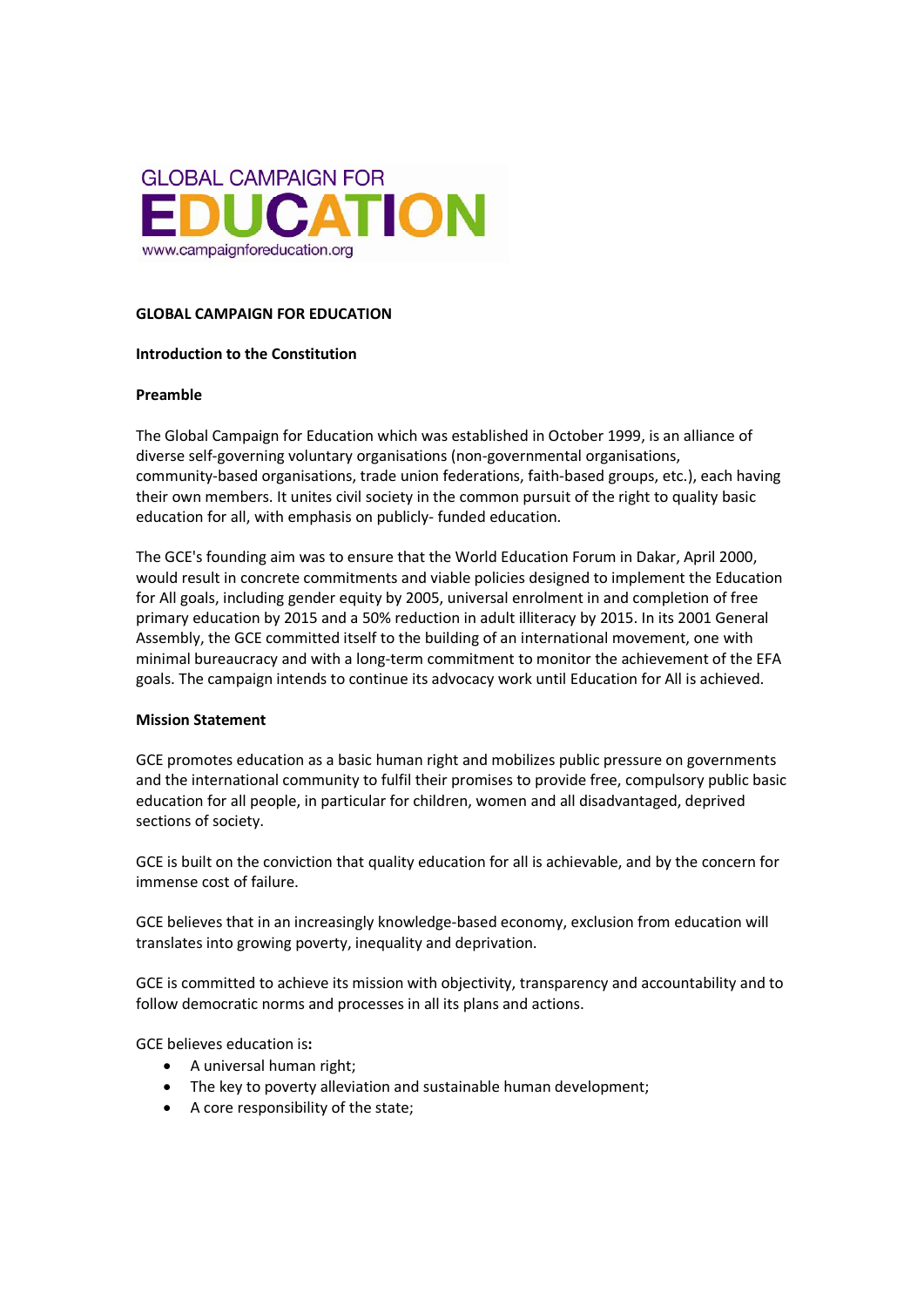GLOBAL CAMPAIGN FOR
# EDUCATION
www.campaignforeducation.org

**GLOBAL CAMPAIGN FOR EDUCATION**

**Introduction to the Constitution**

**Preamble**

The Global Campaign for Education which was established in October 1999, is an alliance of diverse self-governing voluntary organisations (non-governmental organisations, community-based organisations, trade union federations, faith-based groups, etc.), each having their own members. It unites civil society in the common pursuit of the right to quality basic education for all, with emphasis on publicly- funded education.

The GCE's founding aim was to ensure that the World Education Forum in Dakar, April 2000, would result in concrete commitments and viable policies designed to implement the Education for All goals, including gender equity by 2005, universal enrolment in and completion of free primary education by 2015 and a 50% reduction in adult illiteracy by 2015. In its 2001 General Assembly, the GCE committed itself to the building of an international movement, one with minimal bureaucracy and with a long-term commitment to monitor the achievement of the EFA goals. The campaign intends to continue its advocacy work until Education for All is achieved.

**Mission Statement**

GCE promotes education as a basic human right and mobilizes public pressure on governments and the international community to fulfil their promises to provide free, compulsory public basic education for all people, in particular for children, women and all disadvantaged, deprived sections of society.

GCE is built on the conviction that quality education for all is achievable, and by the concern for immense cost of failure.

GCE believes that in an increasingly knowledge-based economy, exclusion from education will translates into growing poverty, inequality and deprivation.

GCE is committed to achieve its mission with objectivity, transparency and accountability and to follow democratic norms and processes in all its plans and actions.

GCE believes education is**:**

- A universal human right;
- The key to poverty alleviation and sustainable human development;
- A core responsibility of the state;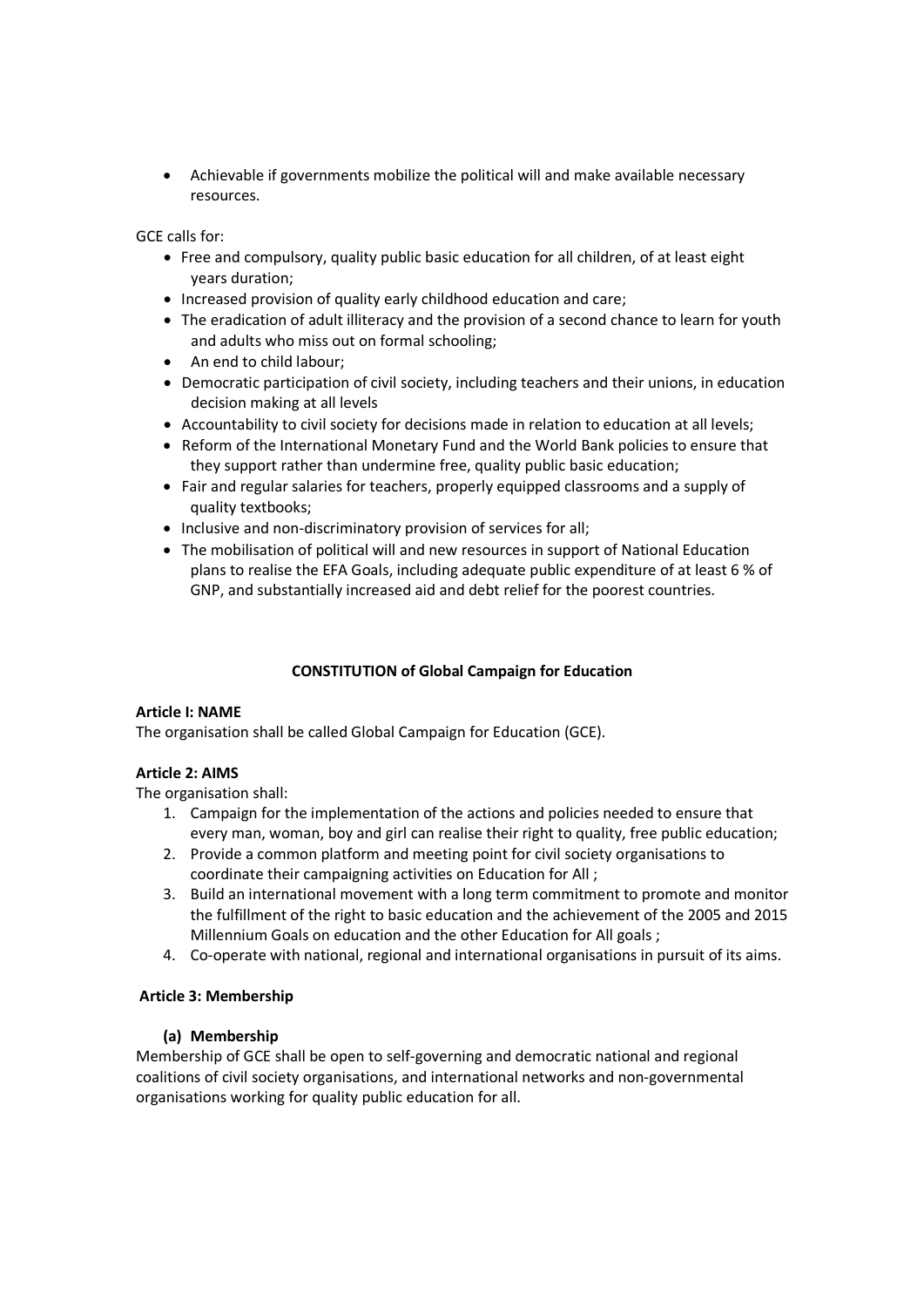- Achievable if governments mobilize the political will and make available necessary resources.

GCE calls for:

- Free and compulsory, quality public basic education for all children, of at least eight years duration;
- Increased provision of quality early childhood education and care;
- The eradication of adult illiteracy and the provision of a second chance to learn for youth and adults who miss out on formal schooling;
- An end to child labour;
- Democratic participation of civil society, including teachers and their unions, in education decision making at all levels
- Accountability to civil society for decisions made in relation to education at all levels;
- Reform of the International Monetary Fund and the World Bank policies to ensure that they support rather than undermine free, quality public basic education;
- Fair and regular salaries for teachers, properly equipped classrooms and a supply of quality textbooks;
- Inclusive and non-discriminatory provision of services for all;
- The mobilisation of political will and new resources in support of National Education plans to realise the EFA Goals, including adequate public expenditure of at least 6 % of GNP, and substantially increased aid and debt relief for the poorest countries.

## CONSTITUTION of Global Campaign for Education

### Article I: NAME

The organisation shall be called Global Campaign for Education (GCE).

### Article 2: AIMS

The organisation shall:

1. Campaign for the implementation of the actions and policies needed to ensure that every man, woman, boy and girl can realise their right to quality, free public education;
2. Provide a common platform and meeting point for civil society organisations to coordinate their campaigning activities on Education for All ;
3. Build an international movement with a long term commitment to promote and monitor the fulfillment of the right to basic education and the achievement of the 2005 and 2015 Millennium Goals on education and the other Education for All goals ;
4. Co-operate with national, regional and international organisations in pursuit of its aims.

### Article 3: Membership

#### (a) Membership

Membership of GCE shall be open to self-governing and democratic national and regional coalitions of civil society organisations, and international networks and non-governmental organisations working for quality public education for all.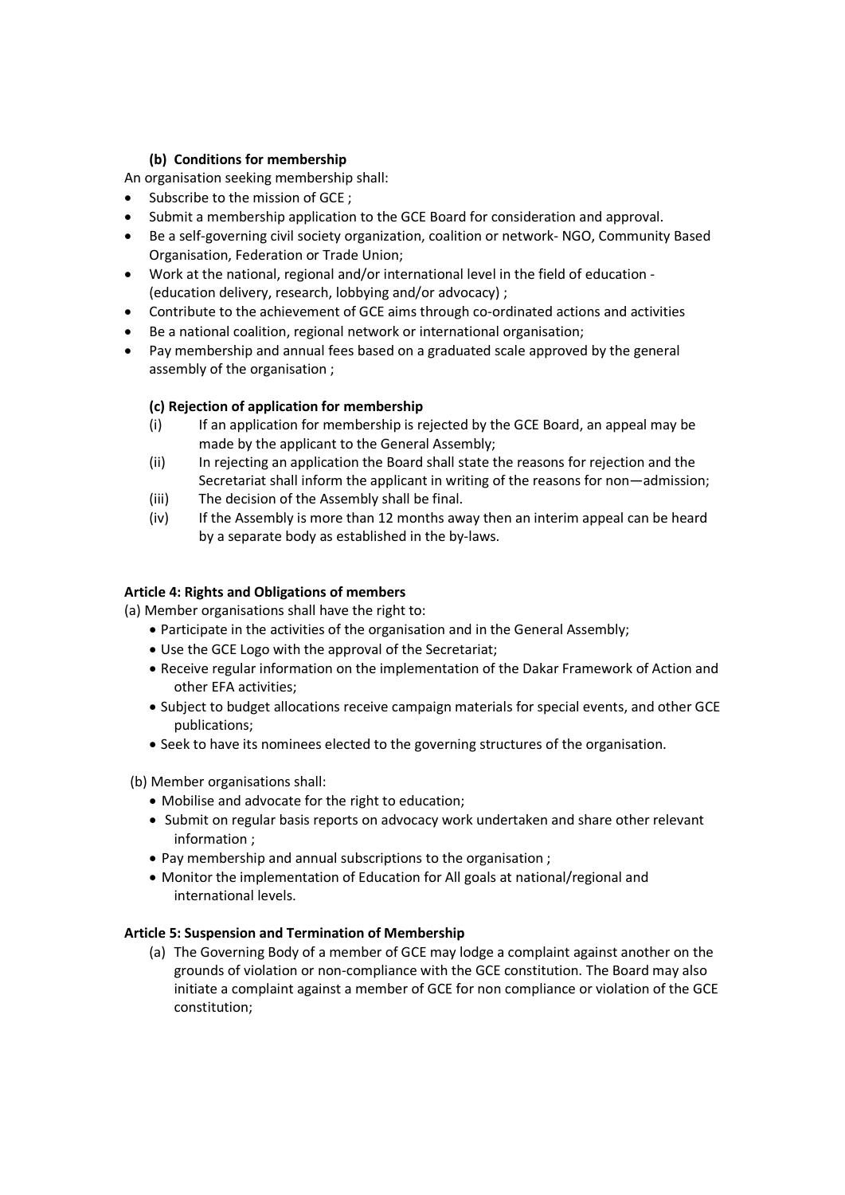**(b) Conditions for membership**

An organisation seeking membership shall:

- Subscribe to the mission of GCE ;
- Submit a membership application to the GCE Board for consideration and approval.
- Be a self-governing civil society organization, coalition or network- NGO, Community Based Organisation, Federation or Trade Union;
- Work at the national, regional and/or international level in the field of education - (education delivery, research, lobbying and/or advocacy) ;
- Contribute to the achievement of GCE aims through co-ordinated actions and activities
- Be a national coalition, regional network or international organisation;
- Pay membership and annual fees based on a graduated scale approved by the general assembly of the organisation ;

**(c) Rejection of application for membership**

(i) If an application for membership is rejected by the GCE Board, an appeal may be made by the applicant to the General Assembly;

(ii) In rejecting an application the Board shall state the reasons for rejection and the Secretariat shall inform the applicant in writing of the reasons for non—admission;

(iii) The decision of the Assembly shall be final.

(iv) If the Assembly is more than 12 months away then an interim appeal can be heard by a separate body as established in the by-laws.

**Article 4: Rights and Obligations of members**

(a) Member organisations shall have the right to:

- Participate in the activities of the organisation and in the General Assembly;
- Use the GCE Logo with the approval of the Secretariat;
- Receive regular information on the implementation of the Dakar Framework of Action and other EFA activities;
- Subject to budget allocations receive campaign materials for special events, and other GCE publications;
- Seek to have its nominees elected to the governing structures of the organisation.

(b) Member organisations shall:

- Mobilise and advocate for the right to education;
- Submit on regular basis reports on advocacy work undertaken and share other relevant information ;
- Pay membership and annual subscriptions to the organisation ;
- Monitor the implementation of Education for All goals at national/regional and international levels.

**Article 5: Suspension and Termination of Membership**

(a) The Governing Body of a member of GCE may lodge a complaint against another on the grounds of violation or non-compliance with the GCE constitution. The Board may also initiate a complaint against a member of GCE for non compliance or violation of the GCE constitution;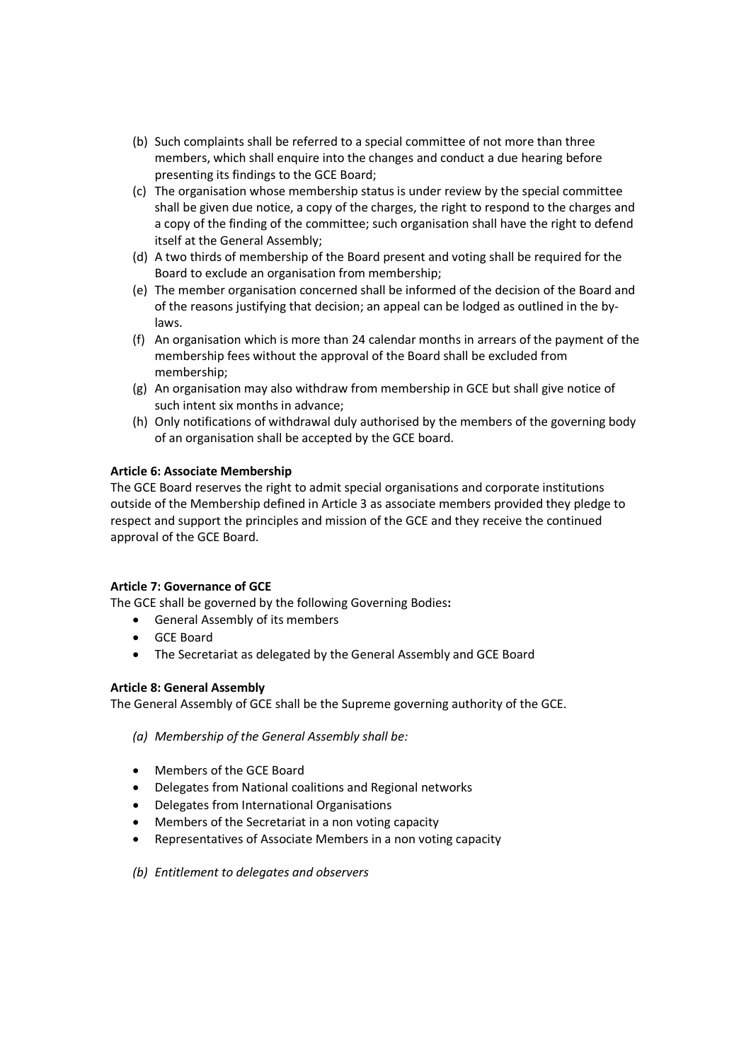(b) Such complaints shall be referred to a special committee of not more than three members, which shall enquire into the changes and conduct a due hearing before presenting its findings to the GCE Board;

(c) The organisation whose membership status is under review by the special committee shall be given due notice, a copy of the charges, the right to respond to the charges and a copy of the finding of the committee; such organisation shall have the right to defend itself at the General Assembly;

(d) A two thirds of membership of the Board present and voting shall be required for the Board to exclude an organisation from membership;

(e) The member organisation concerned shall be informed of the decision of the Board and of the reasons justifying that decision; an appeal can be lodged as outlined in the by-laws.

(f) An organisation which is more than 24 calendar months in arrears of the payment of the membership fees without the approval of the Board shall be excluded from membership;

(g) An organisation may also withdraw from membership in GCE but shall give notice of such intent six months in advance;

(h) Only notifications of withdrawal duly authorised by the members of the governing body of an organisation shall be accepted by the GCE board.

**Article 6: Associate Membership**

The GCE Board reserves the right to admit special organisations and corporate institutions outside of the Membership defined in Article 3 as associate members provided they pledge to respect and support the principles and mission of the GCE and they receive the continued approval of the GCE Board.

**Article 7: Governance of GCE**

The GCE shall be governed by the following Governing Bodies**:**

- General Assembly of its members
- GCE Board
- The Secretariat as delegated by the General Assembly and GCE Board

**Article 8: General Assembly**

The General Assembly of GCE shall be the Supreme governing authority of the GCE.

*(a) Membership of the General Assembly shall be:*

- Members of the GCE Board
- Delegates from National coalitions and Regional networks
- Delegates from International Organisations
- Members of the Secretariat in a non voting capacity
- Representatives of Associate Members in a non voting capacity

*(b) Entitlement to delegates and observers*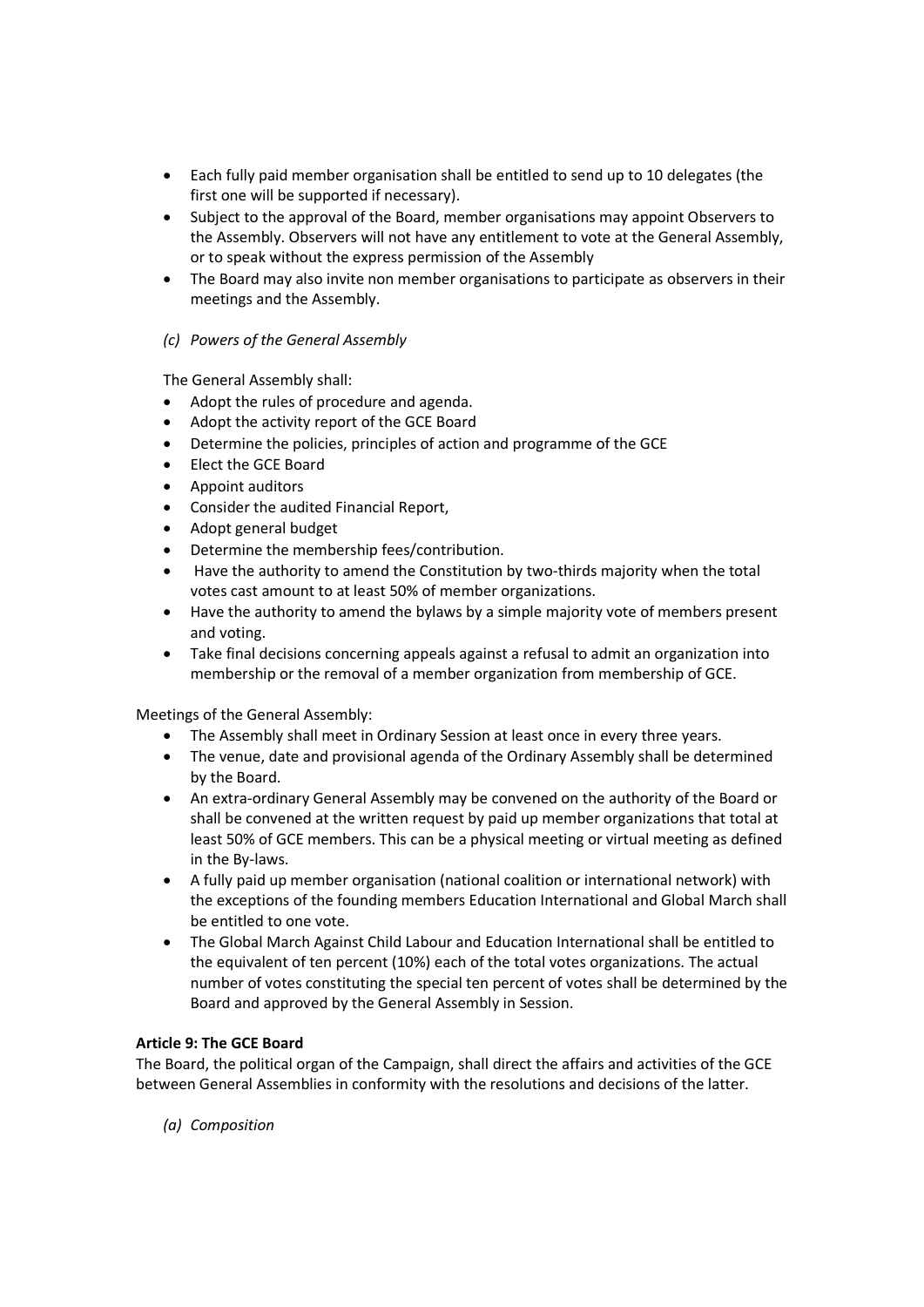- Each fully paid member organisation shall be entitled to send up to 10 delegates (the first one will be supported if necessary).
- Subject to the approval of the Board, member organisations may appoint Observers to the Assembly. Observers will not have any entitlement to vote at the General Assembly, or to speak without the express permission of the Assembly
- The Board may also invite non member organisations to participate as observers in their meetings and the Assembly.

*(c) Powers of the General Assembly*

The General Assembly shall:

- Adopt the rules of procedure and agenda.
- Adopt the activity report of the GCE Board
- Determine the policies, principles of action and programme of the GCE
- Elect the GCE Board
- Appoint auditors
- Consider the audited Financial Report,
- Adopt general budget
- Determine the membership fees/contribution.
- Have the authority to amend the Constitution by two-thirds majority when the total votes cast amount to at least 50% of member organizations.
- Have the authority to amend the bylaws by a simple majority vote of members present and voting.
- Take final decisions concerning appeals against a refusal to admit an organization into membership or the removal of a member organization from membership of GCE.

Meetings of the General Assembly:

- The Assembly shall meet in Ordinary Session at least once in every three years.
- The venue, date and provisional agenda of the Ordinary Assembly shall be determined by the Board.
- An extra-ordinary General Assembly may be convened on the authority of the Board or shall be convened at the written request by paid up member organizations that total at least 50% of GCE members. This can be a physical meeting or virtual meeting as defined in the By-laws.
- A fully paid up member organisation (national coalition or international network) with the exceptions of the founding members Education International and Global March shall be entitled to one vote.
- The Global March Against Child Labour and Education International shall be entitled to the equivalent of ten percent (10%) each of the total votes organizations. The actual number of votes constituting the special ten percent of votes shall be determined by the Board and approved by the General Assembly in Session.

**Article 9: The GCE Board**

The Board, the political organ of the Campaign, shall direct the affairs and activities of the GCE between General Assemblies in conformity with the resolutions and decisions of the latter.

*(a) Composition*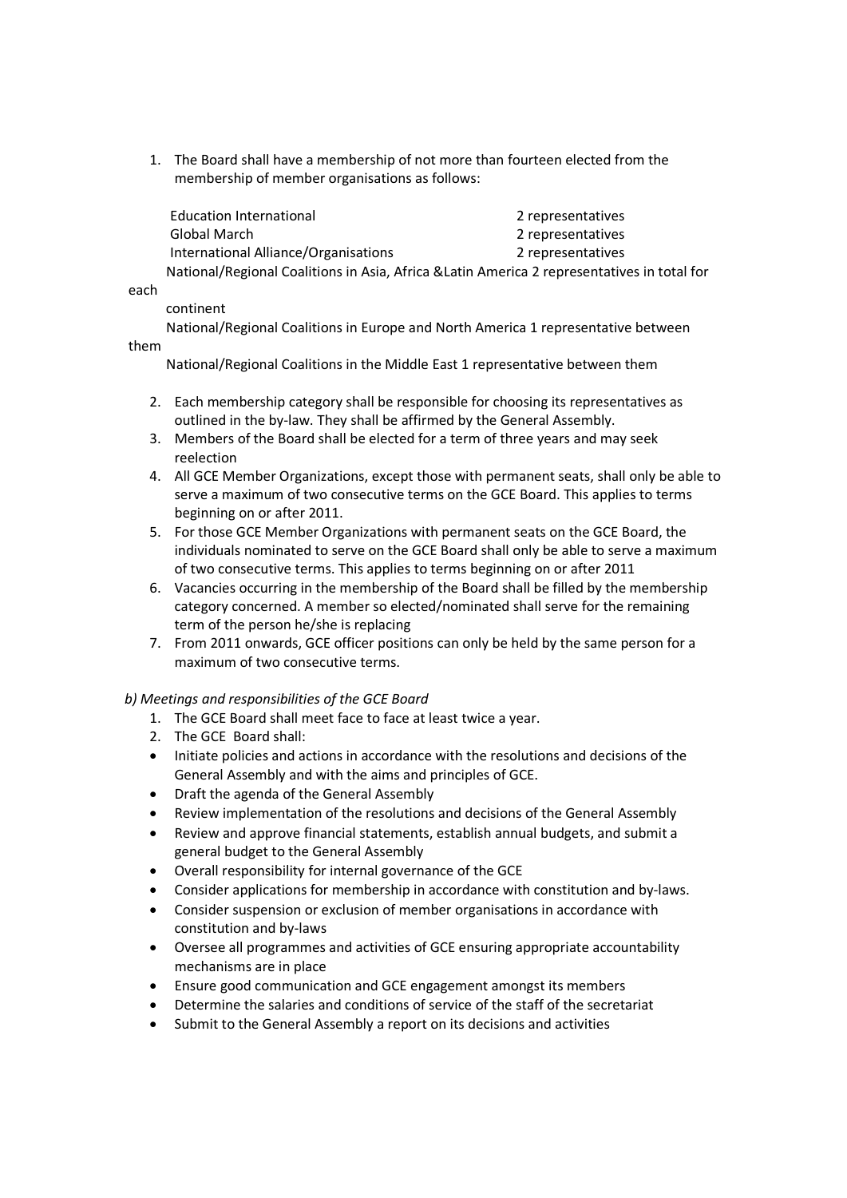1. The Board shall have a membership of not more than fourteen elected from the membership of member organisations as follows:

| | |
|---|---|
| Education International | 2 representatives |
| Global March | 2 representatives |
| International Alliance/Organisations | 2 representatives |

National/Regional Coalitions in Asia, Africa &Latin America 2 representatives in total for each continent

National/Regional Coalitions in Europe and North America 1 representative between them

National/Regional Coalitions in the Middle East 1 representative between them

2. Each membership category shall be responsible for choosing its representatives as outlined in the by-law. They shall be affirmed by the General Assembly.
3. Members of the Board shall be elected for a term of three years and may seek reelection
4. All GCE Member Organizations, except those with permanent seats, shall only be able to serve a maximum of two consecutive terms on the GCE Board. This applies to terms beginning on or after 2011.
5. For those GCE Member Organizations with permanent seats on the GCE Board, the individuals nominated to serve on the GCE Board shall only be able to serve a maximum of two consecutive terms. This applies to terms beginning on or after 2011
6. Vacancies occurring in the membership of the Board shall be filled by the membership category concerned. A member so elected/nominated shall serve for the remaining term of the person he/she is replacing
7. From 2011 onwards, GCE officer positions can only be held by the same person for a maximum of two consecutive terms.

*b) Meetings and responsibilities of the GCE Board*

1. The GCE Board shall meet face to face at least twice a year.
2. The GCE Board shall:

- Initiate policies and actions in accordance with the resolutions and decisions of the General Assembly and with the aims and principles of GCE.
- Draft the agenda of the General Assembly
- Review implementation of the resolutions and decisions of the General Assembly
- Review and approve financial statements, establish annual budgets, and submit a general budget to the General Assembly
- Overall responsibility for internal governance of the GCE
- Consider applications for membership in accordance with constitution and by-laws.
- Consider suspension or exclusion of member organisations in accordance with constitution and by-laws
- Oversee all programmes and activities of GCE ensuring appropriate accountability mechanisms are in place
- Ensure good communication and GCE engagement amongst its members
- Determine the salaries and conditions of service of the staff of the secretariat
- Submit to the General Assembly a report on its decisions and activities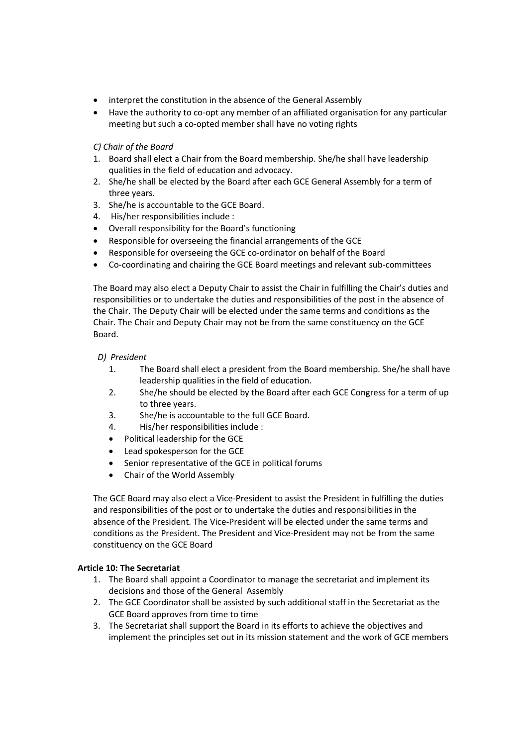- interpret the constitution in the absence of the General Assembly
- Have the authority to co-opt any member of an affiliated organisation for any particular meeting but such a co-opted member shall have no voting rights

*C) Chair of the Board*

1. Board shall elect a Chair from the Board membership. She/he shall have leadership qualities in the field of education and advocacy.
2. She/he shall be elected by the Board after each GCE General Assembly for a term of three years.
3. She/he is accountable to the GCE Board.
4. His/her responsibilities include :

- Overall responsibility for the Board's functioning
- Responsible for overseeing the financial arrangements of the GCE
- Responsible for overseeing the GCE co-ordinator on behalf of the Board
- Co-coordinating and chairing the GCE Board meetings and relevant sub-committees

The Board may also elect a Deputy Chair to assist the Chair in fulfilling the Chair's duties and responsibilities or to undertake the duties and responsibilities of the post in the absence of the Chair. The Deputy Chair will be elected under the same terms and conditions as the Chair. The Chair and Deputy Chair may not be from the same constituency on the GCE Board.

*D) President*

1. The Board shall elect a president from the Board membership. She/he shall have leadership qualities in the field of education.
2. She/he should be elected by the Board after each GCE Congress for a term of up to three years.
3. She/he is accountable to the full GCE Board.
4. His/her responsibilities include :

- Political leadership for the GCE
- Lead spokesperson for the GCE
- Senior representative of the GCE in political forums
- Chair of the World Assembly

The GCE Board may also elect a Vice-President to assist the President in fulfilling the duties and responsibilities of the post or to undertake the duties and responsibilities in the absence of the President. The Vice-President will be elected under the same terms and conditions as the President. The President and Vice-President may not be from the same constituency on the GCE Board

**Article 10: The Secretariat**

1. The Board shall appoint a Coordinator to manage the secretariat and implement its decisions and those of the General Assembly
2. The GCE Coordinator shall be assisted by such additional staff in the Secretariat as the GCE Board approves from time to time
3. The Secretariat shall support the Board in its efforts to achieve the objectives and implement the principles set out in its mission statement and the work of GCE members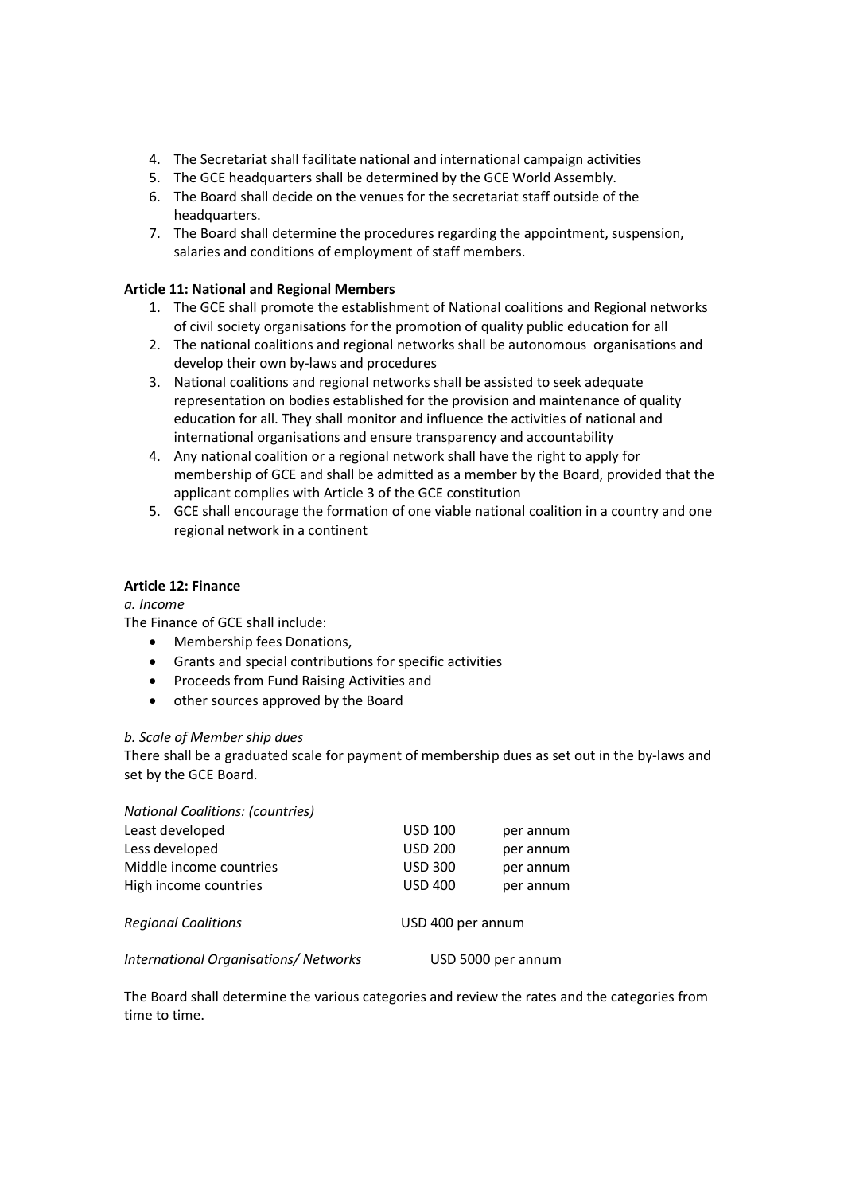4. The Secretariat shall facilitate national and international campaign activities
5. The GCE headquarters shall be determined by the GCE World Assembly.
6. The Board shall decide on the venues for the secretariat staff outside of the headquarters.
7. The Board shall determine the procedures regarding the appointment, suspension, salaries and conditions of employment of staff members.

**Article 11: National and Regional Members**

1. The GCE shall promote the establishment of National coalitions and Regional networks of civil society organisations for the promotion of quality public education for all
2. The national coalitions and regional networks shall be autonomous organisations and develop their own by-laws and procedures
3. National coalitions and regional networks shall be assisted to seek adequate representation on bodies established for the provision and maintenance of quality education for all. They shall monitor and influence the activities of national and international organisations and ensure transparency and accountability
4. Any national coalition or a regional network shall have the right to apply for membership of GCE and shall be admitted as a member by the Board, provided that the applicant complies with Article 3 of the GCE constitution
5. GCE shall encourage the formation of one viable national coalition in a country and one regional network in a continent

**Article 12: Finance**

*a. Income*

The Finance of GCE shall include:

- Membership fees Donations,
- Grants and special contributions for specific activities
- Proceeds from Fund Raising Activities and
- other sources approved by the Board

*b. Scale of Member ship dues*

There shall be a graduated scale for payment of membership dues as set out in the by-laws and set by the GCE Board.

*National Coalitions: (countries)*

| | | |
|---|---|---|
| Least developed | USD 100 | per annum |
| Less developed | USD 200 | per annum |
| Middle income countries | USD 300 | per annum |
| High income countries | USD 400 | per annum |

*Regional Coalitions* USD 400 per annum

*International Organisations/ Networks* USD 5000 per annum

The Board shall determine the various categories and review the rates and the categories from time to time.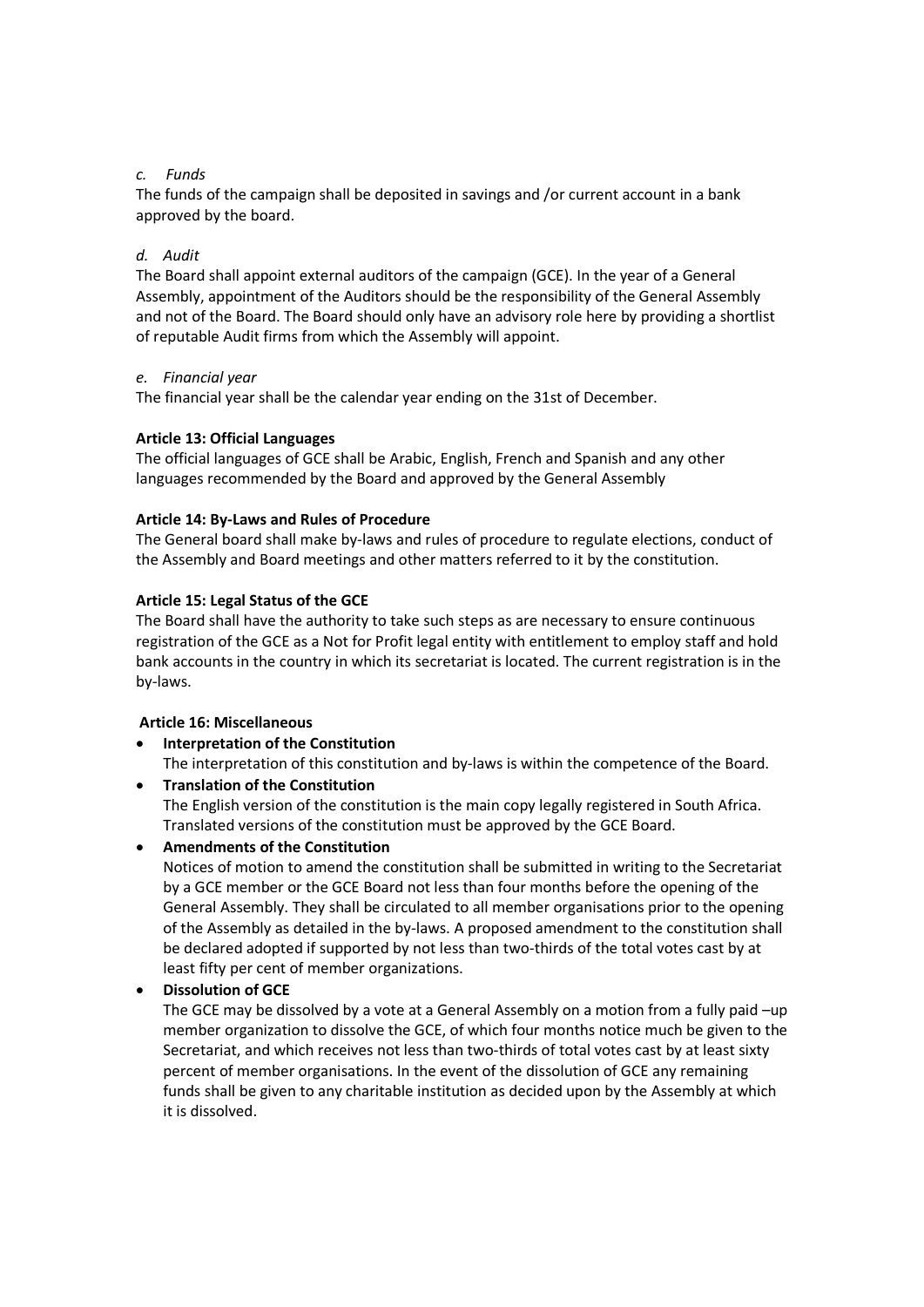*c. Funds*

The funds of the campaign shall be deposited in savings and /or current account in a bank approved by the board.

*d. Audit*

The Board shall appoint external auditors of the campaign (GCE). In the year of a General Assembly, appointment of the Auditors should be the responsibility of the General Assembly and not of the Board. The Board should only have an advisory role here by providing a shortlist of reputable Audit firms from which the Assembly will appoint.

*e. Financial year*

The financial year shall be the calendar year ending on the 31st of December.

**Article 13: Official Languages**

The official languages of GCE shall be Arabic, English, French and Spanish and any other languages recommended by the Board and approved by the General Assembly

**Article 14: By-Laws and Rules of Procedure**

The General board shall make by-laws and rules of procedure to regulate elections, conduct of the Assembly and Board meetings and other matters referred to it by the constitution.

**Article 15: Legal Status of the GCE**

The Board shall have the authority to take such steps as are necessary to ensure continuous registration of the GCE as a Not for Profit legal entity with entitlement to employ staff and hold bank accounts in the country in which its secretariat is located. The current registration is in the by-laws.

**Article 16: Miscellaneous**

- **Interpretation of the Constitution**
  The interpretation of this constitution and by-laws is within the competence of the Board.
- **Translation of the Constitution**
  The English version of the constitution is the main copy legally registered in South Africa. Translated versions of the constitution must be approved by the GCE Board.
- **Amendments of the Constitution**
  Notices of motion to amend the constitution shall be submitted in writing to the Secretariat by a GCE member or the GCE Board not less than four months before the opening of the General Assembly. They shall be circulated to all member organisations prior to the opening of the Assembly as detailed in the by-laws. A proposed amendment to the constitution shall be declared adopted if supported by not less than two-thirds of the total votes cast by at least fifty per cent of member organizations.
- **Dissolution of GCE**
  The GCE may be dissolved by a vote at a General Assembly on a motion from a fully paid –up member organization to dissolve the GCE, of which four months notice much be given to the Secretariat, and which receives not less than two-thirds of total votes cast by at least sixty percent of member organisations. In the event of the dissolution of GCE any remaining funds shall be given to any charitable institution as decided upon by the Assembly at which it is dissolved.